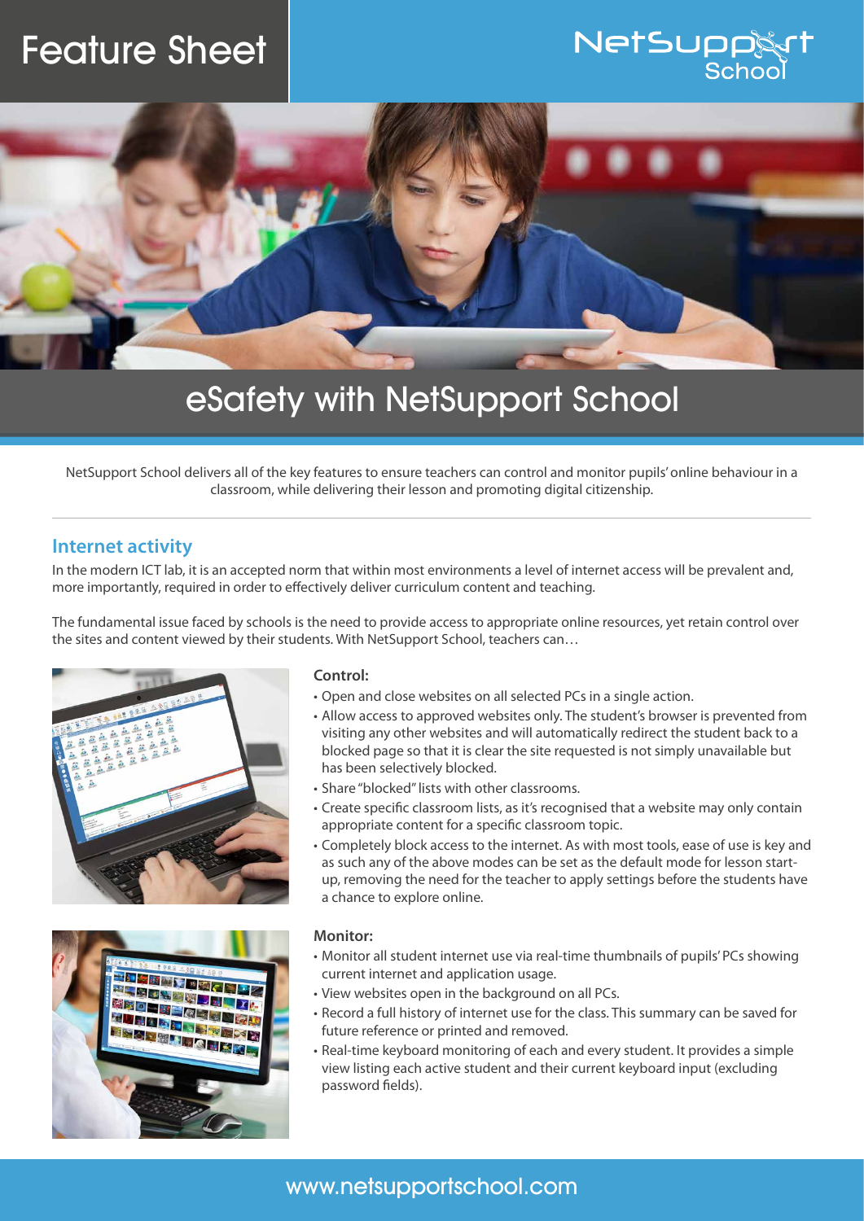# Feature Sheet

NetSupport School

# eSafety with NetSupport School

NetSupport School delivers all of the key features to ensure teachers can control and monitor pupils' online behaviour in a classroom, while delivering their lesson and promoting digital citizenship.

## Internet activity

In the modern ICT lab, it is an accepted norm that within most environments a level of internet access will be prevalent and, more importantly, required in order to effectively deliver curriculum content and teaching.

The fundamental issue faced by schools is the need to provide access to appropriate online resources, yet retain control over the sites and content viewed by their students. With NetSupport School, teachers can…

**Control:**

- Open and close websites on all selected PCs in a single action.
- Allow access to approved websites only. The student's browser is prevented from visiting any other websites and will automatically redirect the student back to a blocked page so that it is clear the site requested is not simply unavailable but has been selectively blocked.
- Share "blocked" lists with other classrooms.
- Create specific classroom lists, as it's recognised that a website may only contain appropriate content for a specific classroom topic.
- Completely block access to the internet. As with most tools, ease of use is key and as such any of the above modes can be set as the default mode for lesson start-up, removing the need for the teacher to apply settings before the students have a chance to explore online.

**Monitor:**

- Monitor all student internet use via real-time thumbnails of pupils' PCs showing current internet and application usage.
- View websites open in the background on all PCs.
- Record a full history of internet use for the class. This summary can be saved for future reference or printed and removed.
- Real-time keyboard monitoring of each and every student. It provides a simple view listing each active student and their current keyboard input (excluding password fields).

www.netsupportschool.com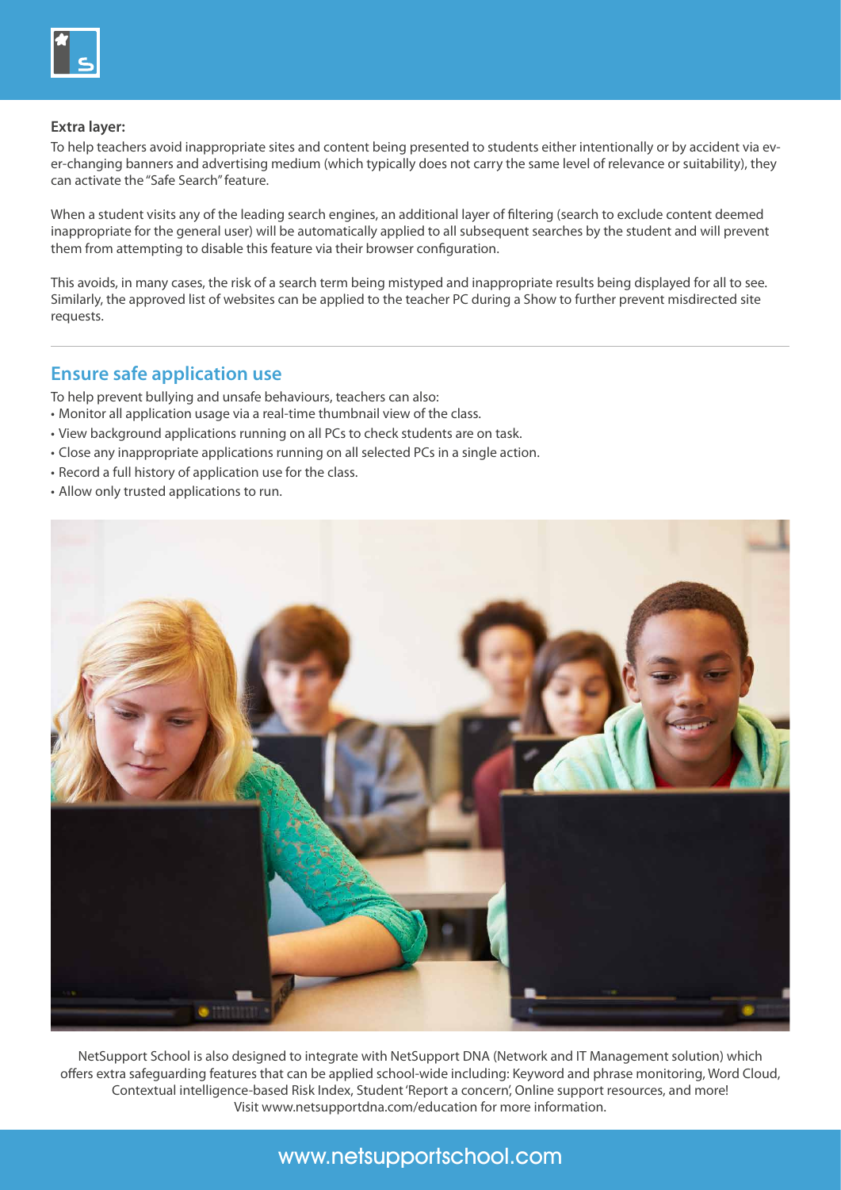**Extra layer:**

To help teachers avoid inappropriate sites and content being presented to students either intentionally or by accident via ever-changing banners and advertising medium (which typically does not carry the same level of relevance or suitability), they can activate the "Safe Search" feature.

When a student visits any of the leading search engines, an additional layer of filtering (search to exclude content deemed inappropriate for the general user) will be automatically applied to all subsequent searches by the student and will prevent them from attempting to disable this feature via their browser configuration.

This avoids, in many cases, the risk of a search term being mistyped and inappropriate results being displayed for all to see. Similarly, the approved list of websites can be applied to the teacher PC during a Show to further prevent misdirected site requests.

## Ensure safe application use

To help prevent bullying and unsafe behaviours, teachers can also:

- Monitor all application usage via a real-time thumbnail view of the class.
- View background applications running on all PCs to check students are on task.
- Close any inappropriate applications running on all selected PCs in a single action.
- Record a full history of application use for the class.
- Allow only trusted applications to run.

NetSupport School is also designed to integrate with NetSupport DNA (Network and IT Management solution) which offers extra safeguarding features that can be applied school-wide including: Keyword and phrase monitoring, Word Cloud, Contextual intelligence-based Risk Index, Student 'Report a concern', Online support resources, and more! Visit www.netsupportdna.com/education for more information.

www.netsupportschool.com